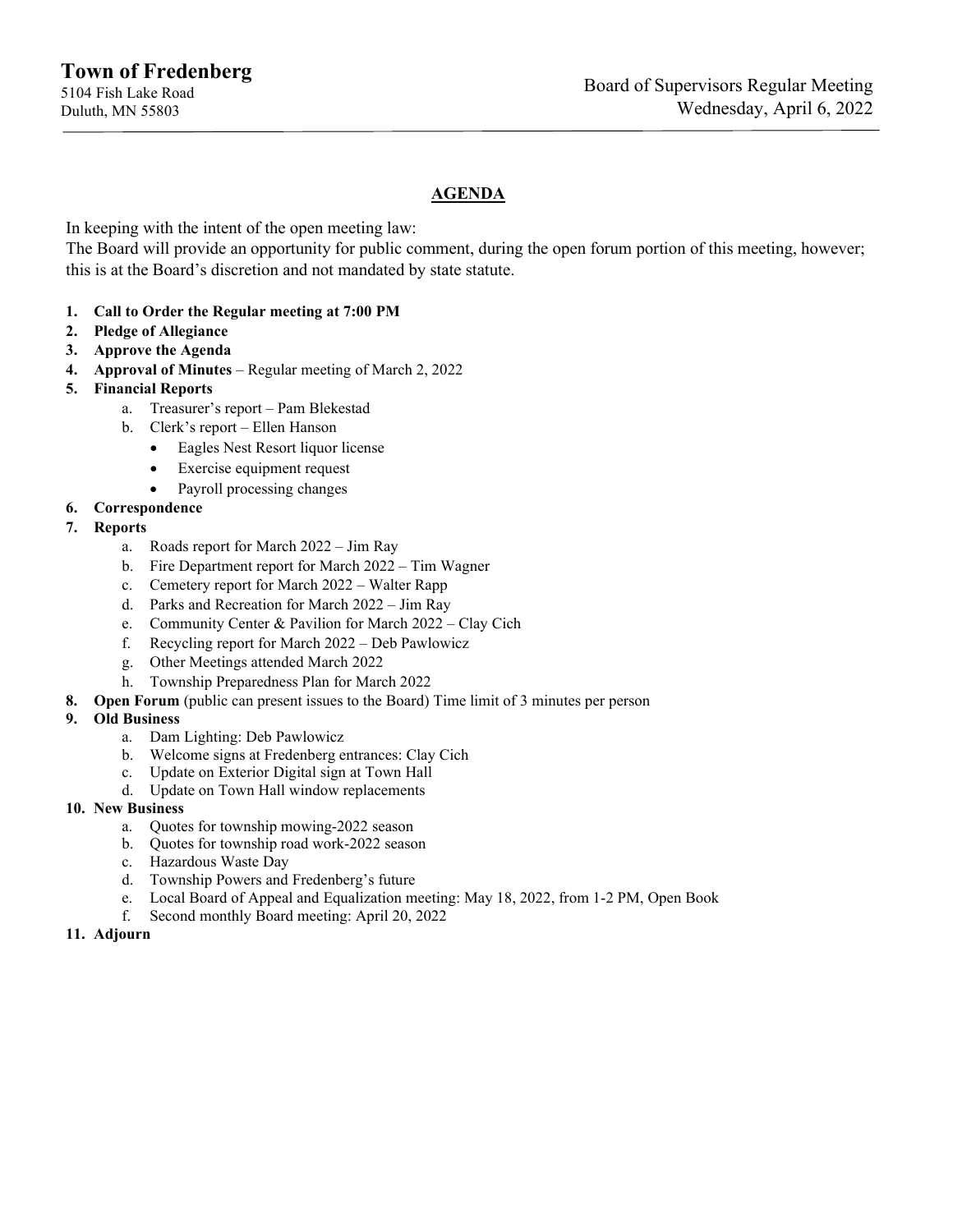# Town of Fredenberg

5104 Fish Lake Road
Duluth, MN 55803

Board of Supervisors Regular Meeting
Wednesday, April 6, 2022

---

## AGENDA

In keeping with the intent of the open meeting law:
The Board will provide an opportunity for public comment, during the open forum portion of this meeting, however; this is at the Board's discretion and not mandated by state statute.

1. **Call to Order the Regular meeting at 7:00 PM**
2. **Pledge of Allegiance**
3. **Approve the Agenda**
4. **Approval of Minutes** – Regular meeting of March 2, 2022
5. **Financial Reports**
    a. Treasurer's report – Pam Blekestad
    b. Clerk's report – Ellen Hanson
        - Eagles Nest Resort liquor license
        - Exercise equipment request
        - Payroll processing changes
6. **Correspondence**
7. **Reports**
    a. Roads report for March 2022 – Jim Ray
    b. Fire Department report for March 2022 – Tim Wagner
    c. Cemetery report for March 2022 – Walter Rapp
    d. Parks and Recreation for March 2022 – Jim Ray
    e. Community Center & Pavilion for March 2022 – Clay Cich
    f. Recycling report for March 2022 – Deb Pawlowicz
    g. Other Meetings attended March 2022
    h. Township Preparedness Plan for March 2022
8. **Open Forum** (public can present issues to the Board) Time limit of 3 minutes per person
9. **Old Business**
    a. Dam Lighting: Deb Pawlowicz
    b. Welcome signs at Fredenberg entrances: Clay Cich
    c. Update on Exterior Digital sign at Town Hall
    d. Update on Town Hall window replacements
10. **New Business**
    a. Quotes for township mowing-2022 season
    b. Quotes for township road work-2022 season
    c. Hazardous Waste Day
    d. Township Powers and Fredenberg's future
    e. Local Board of Appeal and Equalization meeting: May 18, 2022, from 1-2 PM, Open Book
    f. Second monthly Board meeting: April 20, 2022
11. **Adjourn**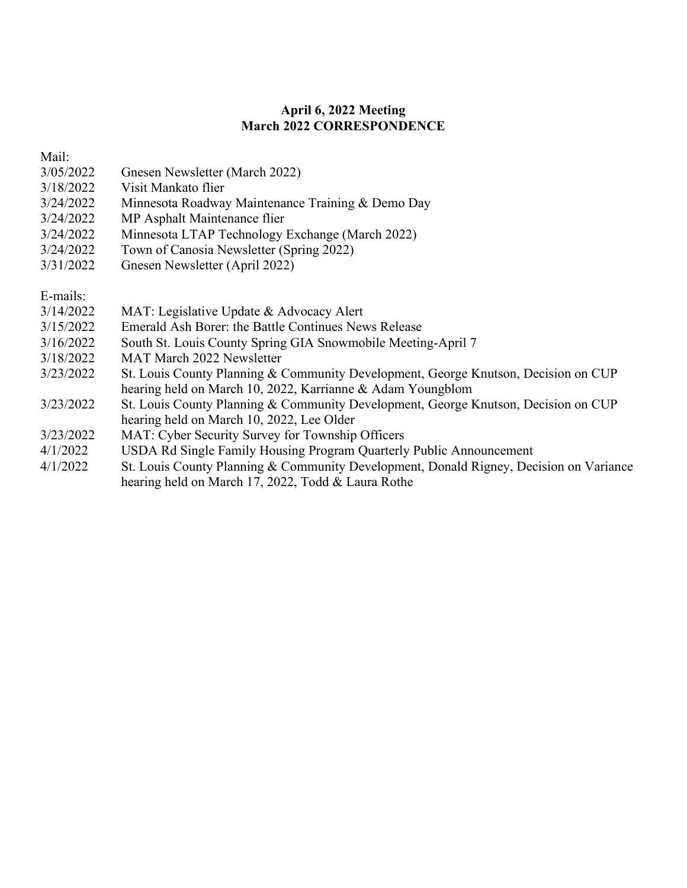**April 6, 2022 Meeting**
**March 2022 CORRESPONDENCE**

Mail:

| | |
|---|---|
| 3/05/2022 | Gnesen Newsletter (March 2022) |
| 3/18/2022 | Visit Mankato flier |
| 3/24/2022 | Minnesota Roadway Maintenance Training & Demo Day |
| 3/24/2022 | MP Asphalt Maintenance flier |
| 3/24/2022 | Minnesota LTAP Technology Exchange (March 2022) |
| 3/24/2022 | Town of Canosia Newsletter (Spring 2022) |
| 3/31/2022 | Gnesen Newsletter (April 2022) |

E-mails:

| | |
|---|---|
| 3/14/2022 | MAT: Legislative Update & Advocacy Alert |
| 3/15/2022 | Emerald Ash Borer: the Battle Continues News Release |
| 3/16/2022 | South St. Louis County Spring GIA Snowmobile Meeting-April 7 |
| 3/18/2022 | MAT March 2022 Newsletter |
| 3/23/2022 | St. Louis County Planning & Community Development, George Knutson, Decision on CUP hearing held on March 10, 2022, Karrianne & Adam Youngblom |
| 3/23/2022 | St. Louis County Planning & Community Development, George Knutson, Decision on CUP hearing held on March 10, 2022, Lee Older |
| 3/23/2022 | MAT: Cyber Security Survey for Township Officers |
| 4/1/2022 | USDA Rd Single Family Housing Program Quarterly Public Announcement |
| 4/1/2022 | St. Louis County Planning & Community Development, Donald Rigney, Decision on Variance hearing held on March 17, 2022, Todd & Laura Rothe |